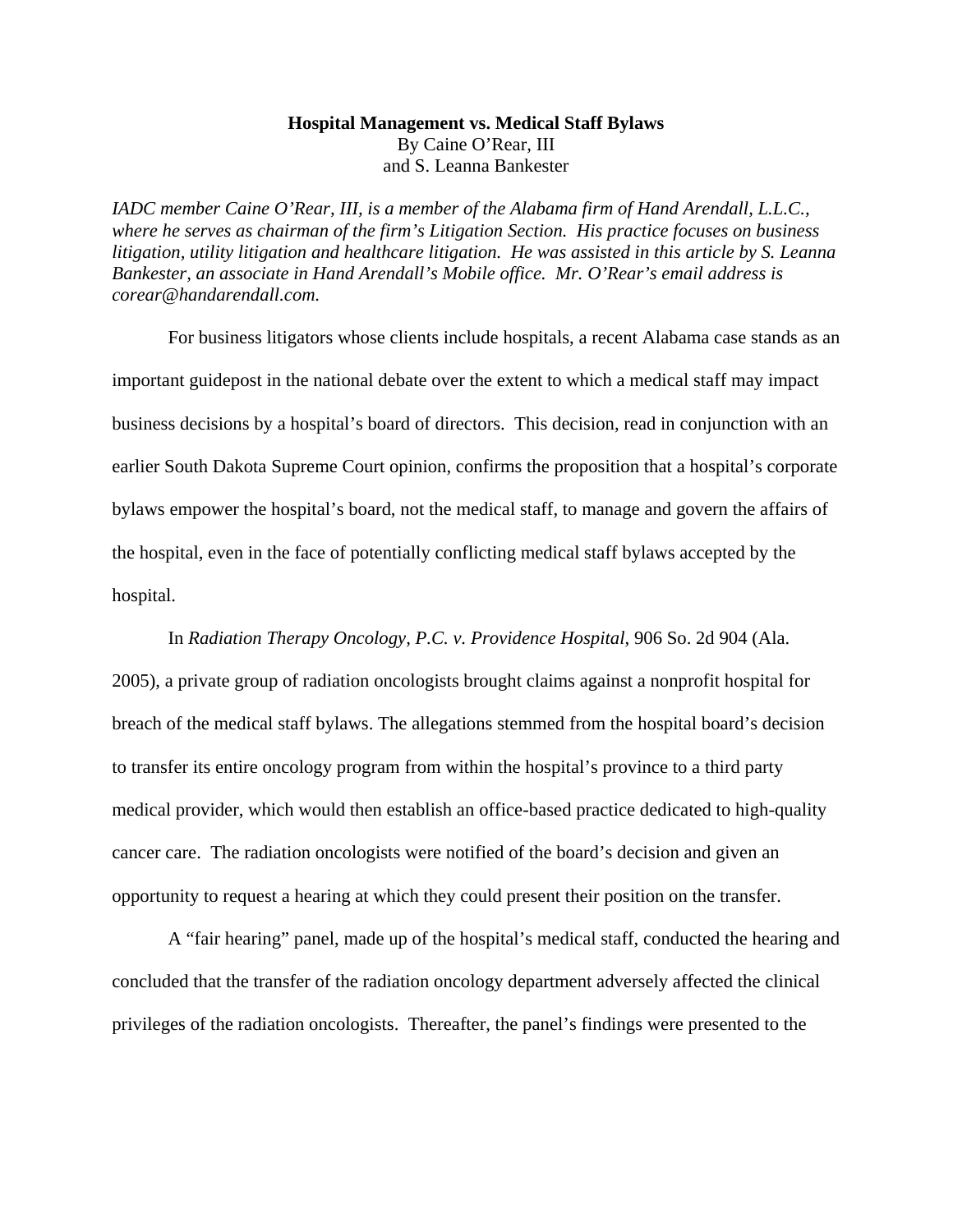# Hospital Management vs. Medical Staff Bylaws

By Caine O'Rear, III
and S. Leanna Bankester

*IADC member Caine O'Rear, III, is a member of the Alabama firm of Hand Arendall, L.L.C., where he serves as chairman of the firm's Litigation Section. His practice focuses on business litigation, utility litigation and healthcare litigation. He was assisted in this article by S. Leanna Bankester, an associate in Hand Arendall's Mobile office. Mr. O'Rear's email address is corear@handarendall.com.*

For business litigators whose clients include hospitals, a recent Alabama case stands as an important guidepost in the national debate over the extent to which a medical staff may impact business decisions by a hospital's board of directors. This decision, read in conjunction with an earlier South Dakota Supreme Court opinion, confirms the proposition that a hospital's corporate bylaws empower the hospital's board, not the medical staff, to manage and govern the affairs of the hospital, even in the face of potentially conflicting medical staff bylaws accepted by the hospital.

In *Radiation Therapy Oncology, P.C. v. Providence Hospital*, 906 So. 2d 904 (Ala. 2005), a private group of radiation oncologists brought claims against a nonprofit hospital for breach of the medical staff bylaws. The allegations stemmed from the hospital board's decision to transfer its entire oncology program from within the hospital's province to a third party medical provider, which would then establish an office-based practice dedicated to high-quality cancer care. The radiation oncologists were notified of the board's decision and given an opportunity to request a hearing at which they could present their position on the transfer.

A "fair hearing" panel, made up of the hospital's medical staff, conducted the hearing and concluded that the transfer of the radiation oncology department adversely affected the clinical privileges of the radiation oncologists. Thereafter, the panel's findings were presented to the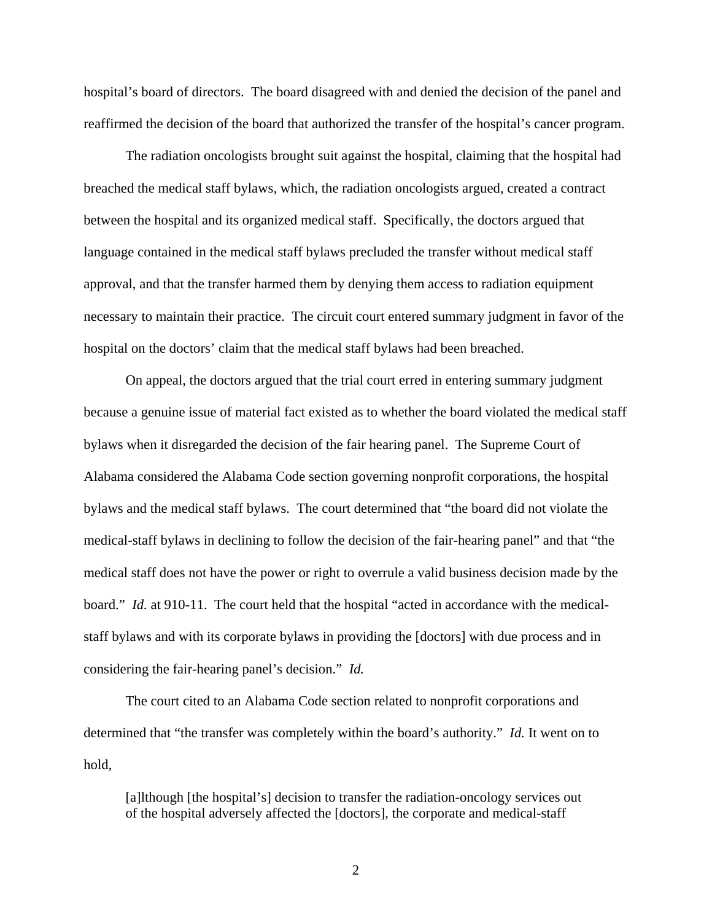hospital's board of directors. The board disagreed with and denied the decision of the panel and reaffirmed the decision of the board that authorized the transfer of the hospital's cancer program.

The radiation oncologists brought suit against the hospital, claiming that the hospital had breached the medical staff bylaws, which, the radiation oncologists argued, created a contract between the hospital and its organized medical staff. Specifically, the doctors argued that language contained in the medical staff bylaws precluded the transfer without medical staff approval, and that the transfer harmed them by denying them access to radiation equipment necessary to maintain their practice. The circuit court entered summary judgment in favor of the hospital on the doctors' claim that the medical staff bylaws had been breached.

On appeal, the doctors argued that the trial court erred in entering summary judgment because a genuine issue of material fact existed as to whether the board violated the medical staff bylaws when it disregarded the decision of the fair hearing panel. The Supreme Court of Alabama considered the Alabama Code section governing nonprofit corporations, the hospital bylaws and the medical staff bylaws. The court determined that "the board did not violate the medical-staff bylaws in declining to follow the decision of the fair-hearing panel" and that "the medical staff does not have the power or right to overrule a valid business decision made by the board." *Id.* at 910-11. The court held that the hospital "acted in accordance with the medical-staff bylaws and with its corporate bylaws in providing the [doctors] with due process and in considering the fair-hearing panel's decision." *Id.*

The court cited to an Alabama Code section related to nonprofit corporations and determined that "the transfer was completely within the board's authority." *Id.* It went on to hold,

> [a]lthough [the hospital's] decision to transfer the radiation-oncology services out of the hospital adversely affected the [doctors], the corporate and medical-staff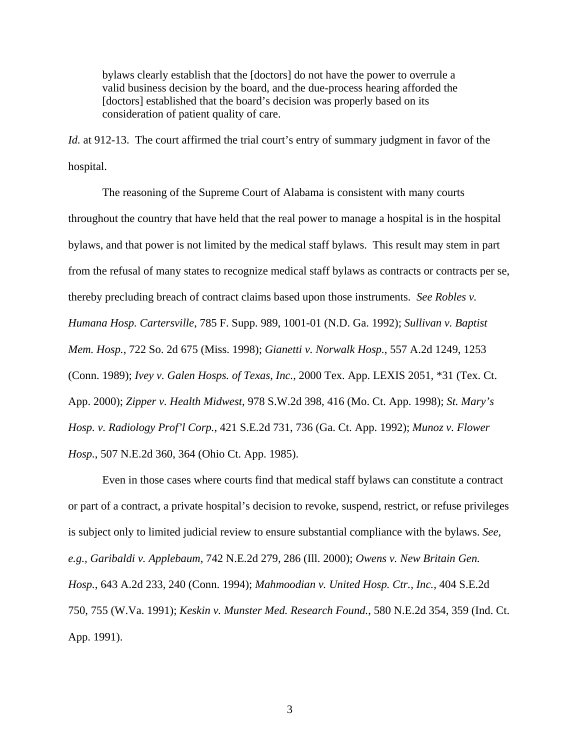> bylaws clearly establish that the [doctors] do not have the power to overrule a valid business decision by the board, and the due-process hearing afforded the [doctors] established that the board's decision was properly based on its consideration of patient quality of care.

*Id.* at 912-13. The court affirmed the trial court's entry of summary judgment in favor of the hospital.

The reasoning of the Supreme Court of Alabama is consistent with many courts throughout the country that have held that the real power to manage a hospital is in the hospital bylaws, and that power is not limited by the medical staff bylaws. This result may stem in part from the refusal of many states to recognize medical staff bylaws as contracts or contracts per se, thereby precluding breach of contract claims based upon those instruments. *See Robles v. Humana Hosp. Cartersville*, 785 F. Supp. 989, 1001-01 (N.D. Ga. 1992); *Sullivan v. Baptist Mem. Hosp.*, 722 So. 2d 675 (Miss. 1998); *Gianetti v. Norwalk Hosp.*, 557 A.2d 1249, 1253 (Conn. 1989); *Ivey v. Galen Hosps. of Texas, Inc.*, 2000 Tex. App. LEXIS 2051, *31 (Tex. Ct. App. 2000); *Zipper v. Health Midwest*, 978 S.W.2d 398, 416 (Mo. Ct. App. 1998); *St. Mary's Hosp. v. Radiology Prof'l Corp.*, 421 S.E.2d 731, 736 (Ga. Ct. App. 1992); *Munoz v. Flower Hosp.*, 507 N.E.2d 360, 364 (Ohio Ct. App. 1985).

Even in those cases where courts find that medical staff bylaws can constitute a contract or part of a contract, a private hospital's decision to revoke, suspend, restrict, or refuse privileges is subject only to limited judicial review to ensure substantial compliance with the bylaws. *See, e.g., Garibaldi v. Applebaum*, 742 N.E.2d 279, 286 (Ill. 2000); *Owens v. New Britain Gen. Hosp.*, 643 A.2d 233, 240 (Conn. 1994); *Mahmoodian v. United Hosp. Ctr., Inc.*, 404 S.E.2d 750, 755 (W.Va. 1991); *Keskin v. Munster Med. Research Found.*, 580 N.E.2d 354, 359 (Ind. Ct. App. 1991).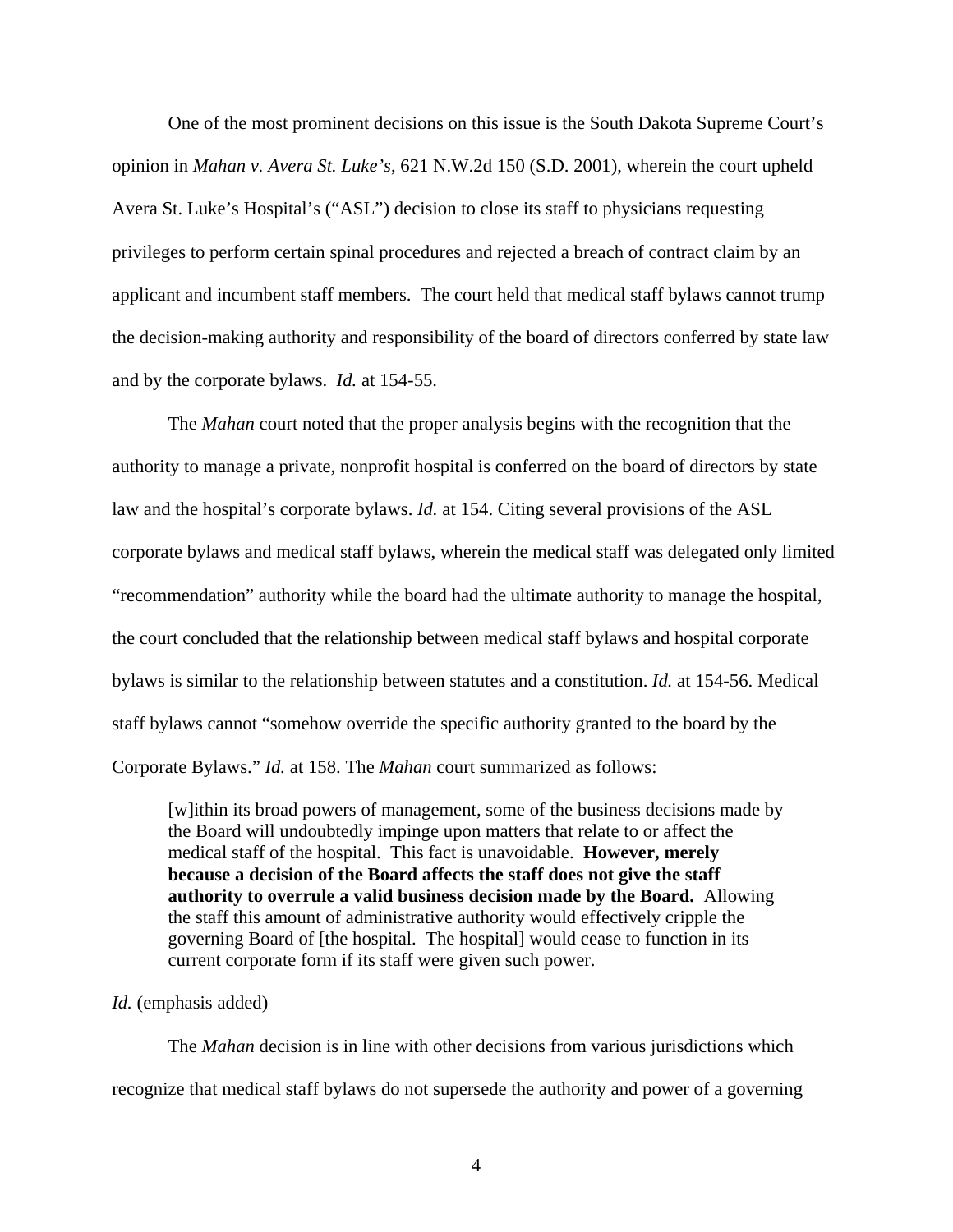One of the most prominent decisions on this issue is the South Dakota Supreme Court's opinion in *Mahan v. Avera St. Luke's*, 621 N.W.2d 150 (S.D. 2001), wherein the court upheld Avera St. Luke's Hospital's ("ASL") decision to close its staff to physicians requesting privileges to perform certain spinal procedures and rejected a breach of contract claim by an applicant and incumbent staff members. The court held that medical staff bylaws cannot trump the decision-making authority and responsibility of the board of directors conferred by state law and by the corporate bylaws. *Id.* at 154-55.

The *Mahan* court noted that the proper analysis begins with the recognition that the authority to manage a private, nonprofit hospital is conferred on the board of directors by state law and the hospital's corporate bylaws. *Id.* at 154. Citing several provisions of the ASL corporate bylaws and medical staff bylaws, wherein the medical staff was delegated only limited "recommendation" authority while the board had the ultimate authority to manage the hospital, the court concluded that the relationship between medical staff bylaws and hospital corporate bylaws is similar to the relationship between statutes and a constitution. *Id.* at 154-56. Medical staff bylaws cannot "somehow override the specific authority granted to the board by the Corporate Bylaws." *Id.* at 158. The *Mahan* court summarized as follows:

> [w]ithin its broad powers of management, some of the business decisions made by the Board will undoubtedly impinge upon matters that relate to or affect the medical staff of the hospital. This fact is unavoidable. **However, merely because a decision of the Board affects the staff does not give the staff authority to overrule a valid business decision made by the Board.** Allowing the staff this amount of administrative authority would effectively cripple the governing Board of [the hospital. The hospital] would cease to function in its current corporate form if its staff were given such power.

*Id.* (emphasis added)

The *Mahan* decision is in line with other decisions from various jurisdictions which recognize that medical staff bylaws do not supersede the authority and power of a governing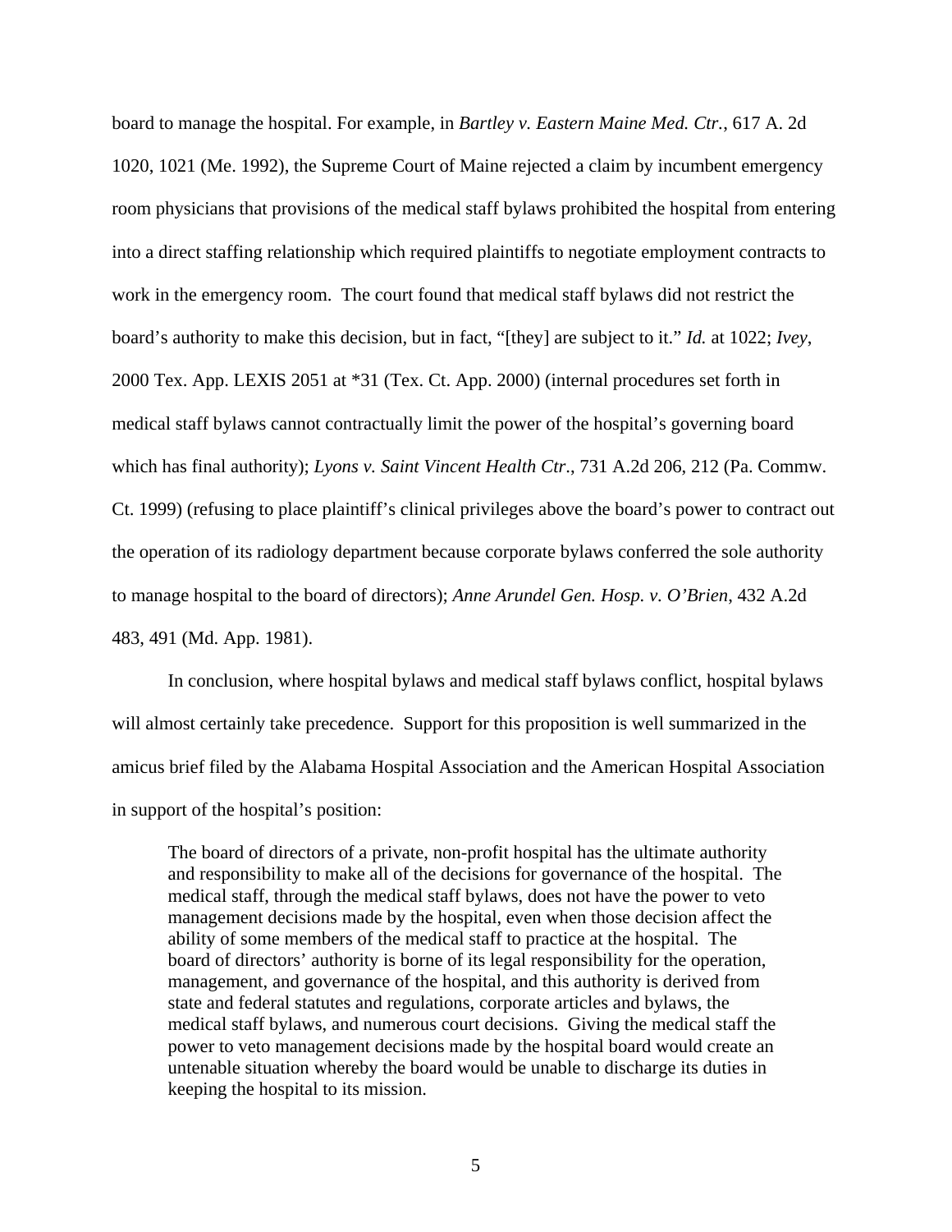board to manage the hospital. For example, in *Bartley v. Eastern Maine Med. Ctr.*, 617 A. 2d 1020, 1021 (Me. 1992), the Supreme Court of Maine rejected a claim by incumbent emergency room physicians that provisions of the medical staff bylaws prohibited the hospital from entering into a direct staffing relationship which required plaintiffs to negotiate employment contracts to work in the emergency room. The court found that medical staff bylaws did not restrict the board's authority to make this decision, but in fact, "[they] are subject to it." *Id.* at 1022; *Ivey*, 2000 Tex. App. LEXIS 2051 at *31 (Tex. Ct. App. 2000) (internal procedures set forth in medical staff bylaws cannot contractually limit the power of the hospital's governing board which has final authority); *Lyons v. Saint Vincent Health Ctr.*, 731 A.2d 206, 212 (Pa. Commw. Ct. 1999) (refusing to place plaintiff's clinical privileges above the board's power to contract out the operation of its radiology department because corporate bylaws conferred the sole authority to manage hospital to the board of directors); *Anne Arundel Gen. Hosp. v. O'Brien*, 432 A.2d 483, 491 (Md. App. 1981).

In conclusion, where hospital bylaws and medical staff bylaws conflict, hospital bylaws will almost certainly take precedence. Support for this proposition is well summarized in the amicus brief filed by the Alabama Hospital Association and the American Hospital Association in support of the hospital's position:

> The board of directors of a private, non-profit hospital has the ultimate authority and responsibility to make all of the decisions for governance of the hospital. The medical staff, through the medical staff bylaws, does not have the power to veto management decisions made by the hospital, even when those decision affect the ability of some members of the medical staff to practice at the hospital. The board of directors' authority is borne of its legal responsibility for the operation, management, and governance of the hospital, and this authority is derived from state and federal statutes and regulations, corporate articles and bylaws, the medical staff bylaws, and numerous court decisions. Giving the medical staff the power to veto management decisions made by the hospital board would create an untenable situation whereby the board would be unable to discharge its duties in keeping the hospital to its mission.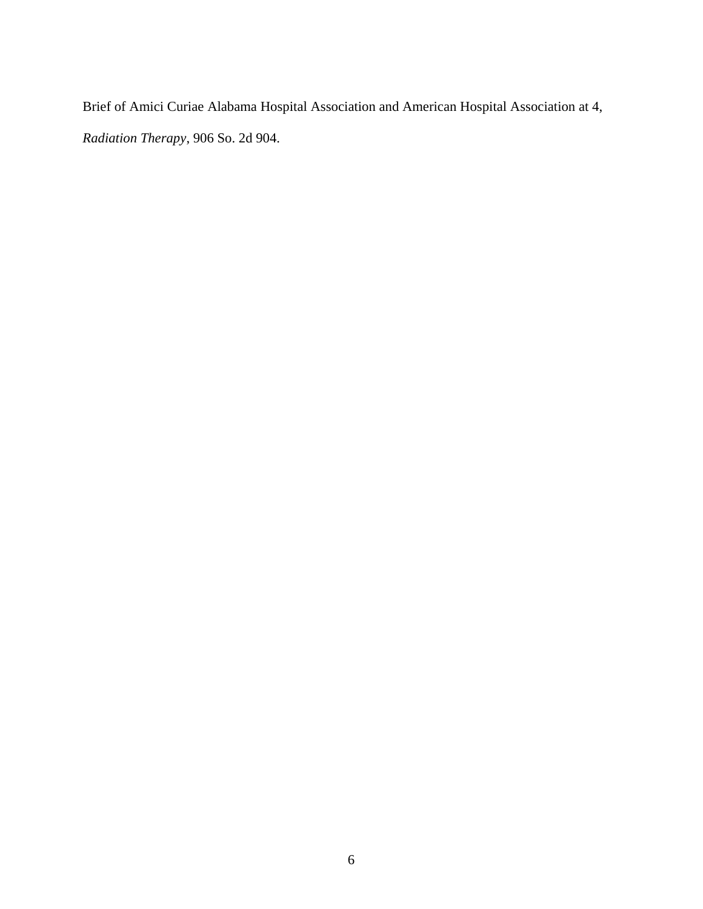Brief of Amici Curiae Alabama Hospital Association and American Hospital Association at 4, *Radiation Therapy*, 906 So. 2d 904.